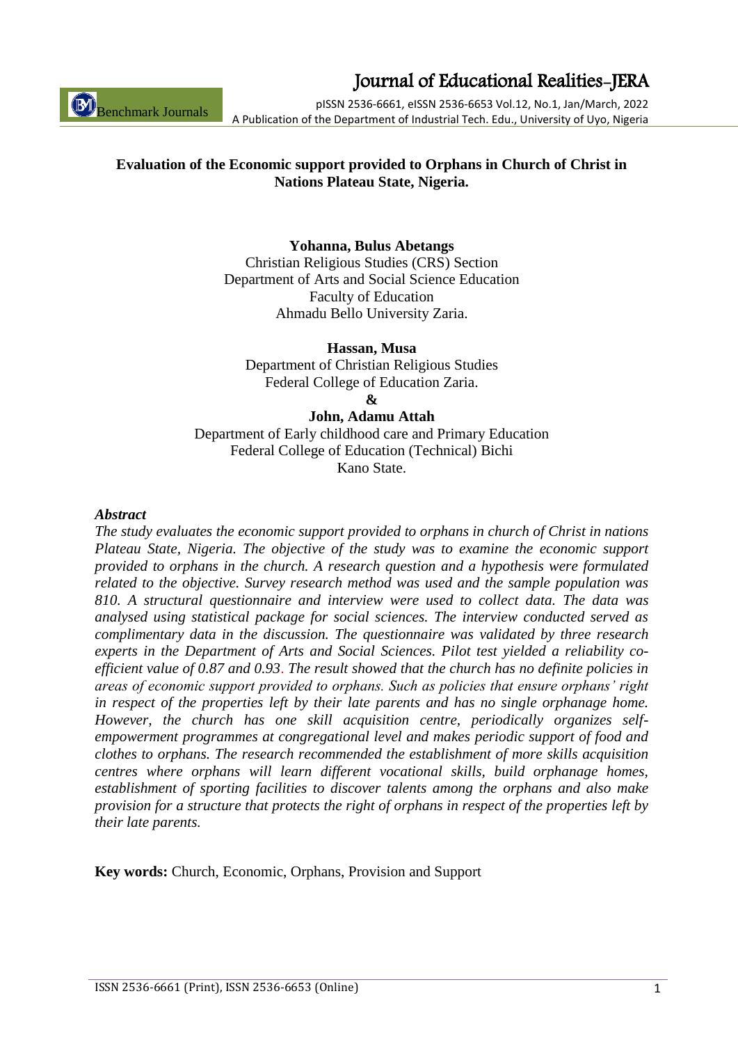**Evaluation of the Economic support provided to Orphans in Church of Christ in Nations Plateau State, Nigeria.**

**Yohanna, Bulus Abetangs**
Christian Religious Studies (CRS) Section
Department of Arts and Social Science Education
Faculty of Education
Ahmadu Bello University Zaria.

**Hassan, Musa**
Department of Christian Religious Studies
Federal College of Education Zaria.

**&**

**John, Adamu Attah**
Department of Early childhood care and Primary Education
Federal College of Education (Technical) Bichi
Kano State.

***Abstract***

*The study evaluates the economic support provided to orphans in church of Christ in nations Plateau State, Nigeria. The objective of the study was to examine the economic support provided to orphans in the church. A research question and a hypothesis were formulated related to the objective. Survey research method was used and the sample population was 810. A structural questionnaire and interview were used to collect data. The data was analysed using statistical package for social sciences. The interview conducted served as complimentary data in the discussion. The questionnaire was validated by three research experts in the Department of Arts and Social Sciences. Pilot test yielded a reliability co-efficient value of 0.87 and 0.93. The result showed that the church has no definite policies in areas of economic support provided to orphans. Such as policies that ensure orphans' right in respect of the properties left by their late parents and has no single orphanage home. However, the church has one skill acquisition centre, periodically organizes self-empowerment programmes at congregational level and makes periodic support of food and clothes to orphans. The research recommended the establishment of more skills acquisition centres where orphans will learn different vocational skills, build orphanage homes, establishment of sporting facilities to discover talents among the orphans and also make provision for a structure that protects the right of orphans in respect of the properties left by their late parents.*

**Key words:** Church, Economic, Orphans, Provision and Support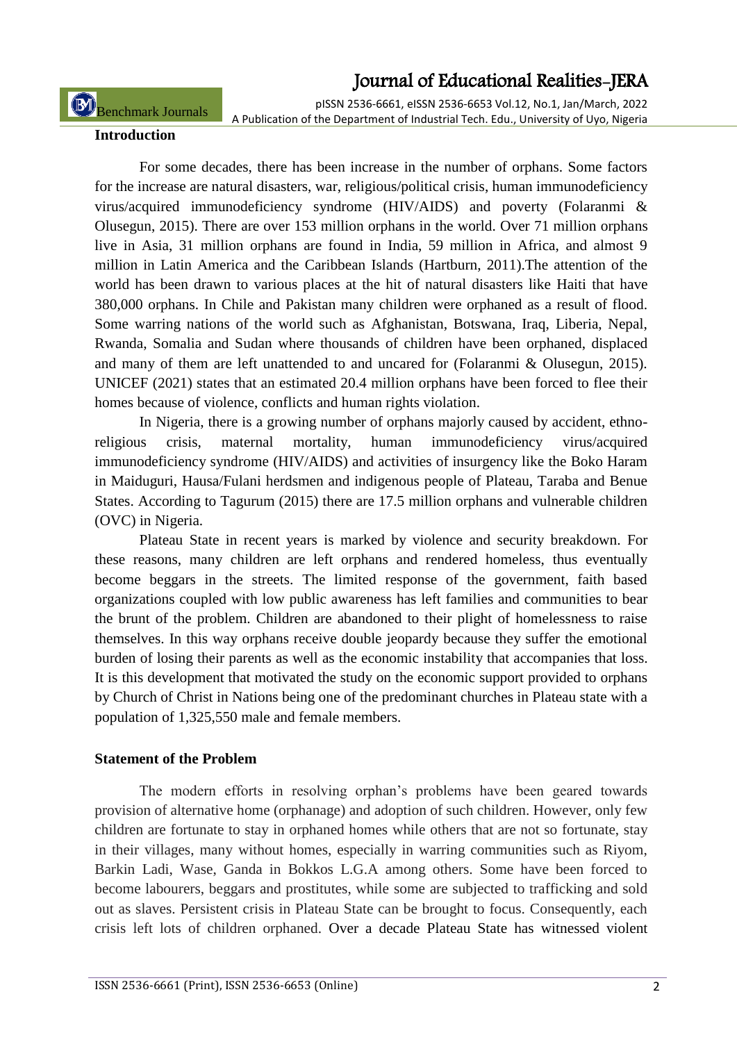## Introduction

For some decades, there has been increase in the number of orphans. Some factors for the increase are natural disasters, war, religious/political crisis, human immunodeficiency virus/acquired immunodeficiency syndrome (HIV/AIDS) and poverty (Folaranmi & Olusegun, 2015). There are over 153 million orphans in the world. Over 71 million orphans live in Asia, 31 million orphans are found in India, 59 million in Africa, and almost 9 million in Latin America and the Caribbean Islands (Hartburn, 2011).The attention of the world has been drawn to various places at the hit of natural disasters like Haiti that have 380,000 orphans. In Chile and Pakistan many children were orphaned as a result of flood. Some warring nations of the world such as Afghanistan, Botswana, Iraq, Liberia, Nepal, Rwanda, Somalia and Sudan where thousands of children have been orphaned, displaced and many of them are left unattended to and uncared for (Folaranmi & Olusegun, 2015). UNICEF (2021) states that an estimated 20.4 million orphans have been forced to flee their homes because of violence, conflicts and human rights violation.

In Nigeria, there is a growing number of orphans majorly caused by accident, ethno-religious crisis, maternal mortality, human immunodeficiency virus/acquired immunodeficiency syndrome (HIV/AIDS) and activities of insurgency like the Boko Haram in Maiduguri, Hausa/Fulani herdsmen and indigenous people of Plateau, Taraba and Benue States. According to Tagurum (2015) there are 17.5 million orphans and vulnerable children (OVC) in Nigeria.

Plateau State in recent years is marked by violence and security breakdown. For these reasons, many children are left orphans and rendered homeless, thus eventually become beggars in the streets. The limited response of the government, faith based organizations coupled with low public awareness has left families and communities to bear the brunt of the problem. Children are abandoned to their plight of homelessness to raise themselves. In this way orphans receive double jeopardy because they suffer the emotional burden of losing their parents as well as the economic instability that accompanies that loss. It is this development that motivated the study on the economic support provided to orphans by Church of Christ in Nations being one of the predominant churches in Plateau state with a population of 1,325,550 male and female members.

## Statement of the Problem

The modern efforts in resolving orphan's problems have been geared towards provision of alternative home (orphanage) and adoption of such children. However, only few children are fortunate to stay in orphaned homes while others that are not so fortunate, stay in their villages, many without homes, especially in warring communities such as Riyom, Barkin Ladi, Wase, Ganda in Bokkos L.G.A among others. Some have been forced to become labourers, beggars and prostitutes, while some are subjected to trafficking and sold out as slaves. Persistent crisis in Plateau State can be brought to focus. Consequently, each crisis left lots of children orphaned. Over a decade Plateau State has witnessed violent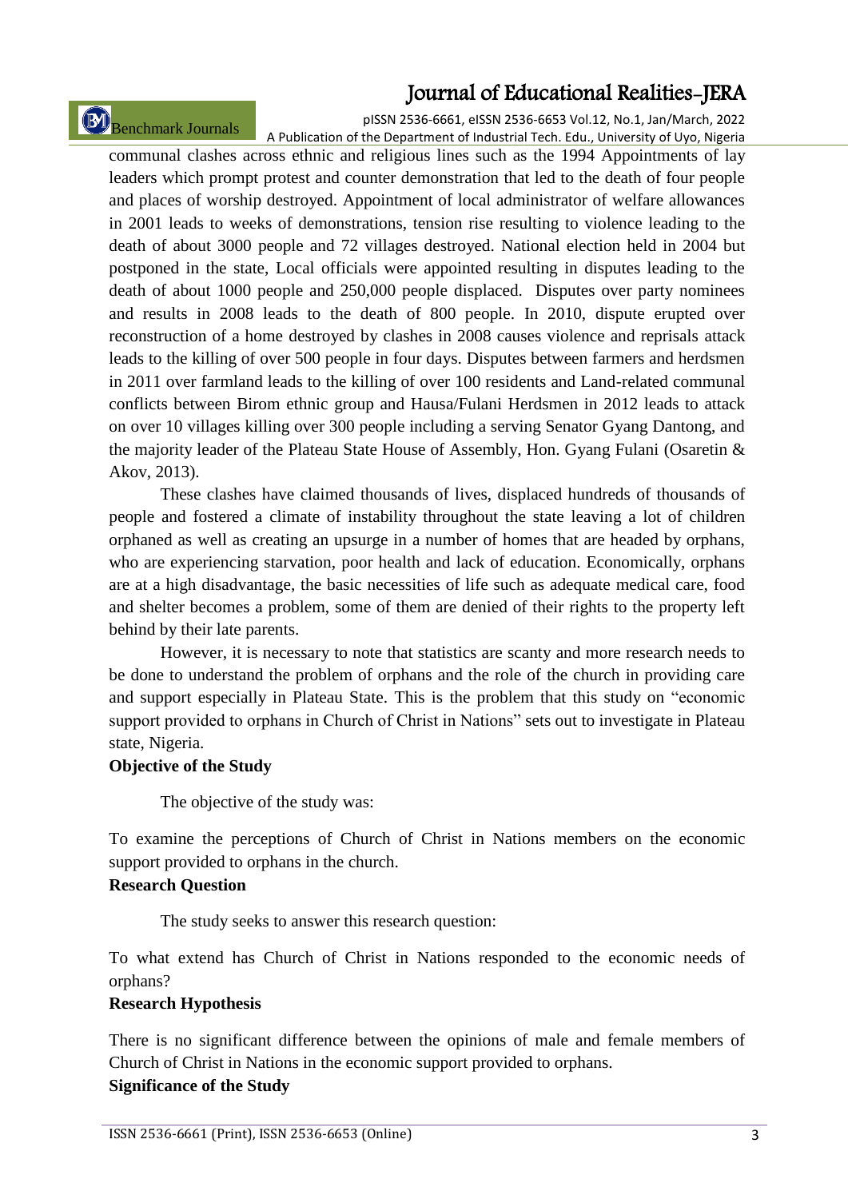communal clashes across ethnic and religious lines such as the 1994 Appointments of lay leaders which prompt protest and counter demonstration that led to the death of four people and places of worship destroyed. Appointment of local administrator of welfare allowances in 2001 leads to weeks of demonstrations, tension rise resulting to violence leading to the death of about 3000 people and 72 villages destroyed. National election held in 2004 but postponed in the state, Local officials were appointed resulting in disputes leading to the death of about 1000 people and 250,000 people displaced. Disputes over party nominees and results in 2008 leads to the death of 800 people. In 2010, dispute erupted over reconstruction of a home destroyed by clashes in 2008 causes violence and reprisals attack leads to the killing of over 500 people in four days. Disputes between farmers and herdsmen in 2011 over farmland leads to the killing of over 100 residents and Land-related communal conflicts between Birom ethnic group and Hausa/Fulani Herdsmen in 2012 leads to attack on over 10 villages killing over 300 people including a serving Senator Gyang Dantong, and the majority leader of the Plateau State House of Assembly, Hon. Gyang Fulani (Osaretin & Akov, 2013).

These clashes have claimed thousands of lives, displaced hundreds of thousands of people and fostered a climate of instability throughout the state leaving a lot of children orphaned as well as creating an upsurge in a number of homes that are headed by orphans, who are experiencing starvation, poor health and lack of education. Economically, orphans are at a high disadvantage, the basic necessities of life such as adequate medical care, food and shelter becomes a problem, some of them are denied of their rights to the property left behind by their late parents.

However, it is necessary to note that statistics are scanty and more research needs to be done to understand the problem of orphans and the role of the church in providing care and support especially in Plateau State. This is the problem that this study on "economic support provided to orphans in Church of Christ in Nations" sets out to investigate in Plateau state, Nigeria.

### Objective of the Study

The objective of the study was:

To examine the perceptions of Church of Christ in Nations members on the economic support provided to orphans in the church.

### Research Question

The study seeks to answer this research question:

To what extend has Church of Christ in Nations responded to the economic needs of orphans?

### Research Hypothesis

There is no significant difference between the opinions of male and female members of Church of Christ in Nations in the economic support provided to orphans.

### Significance of the Study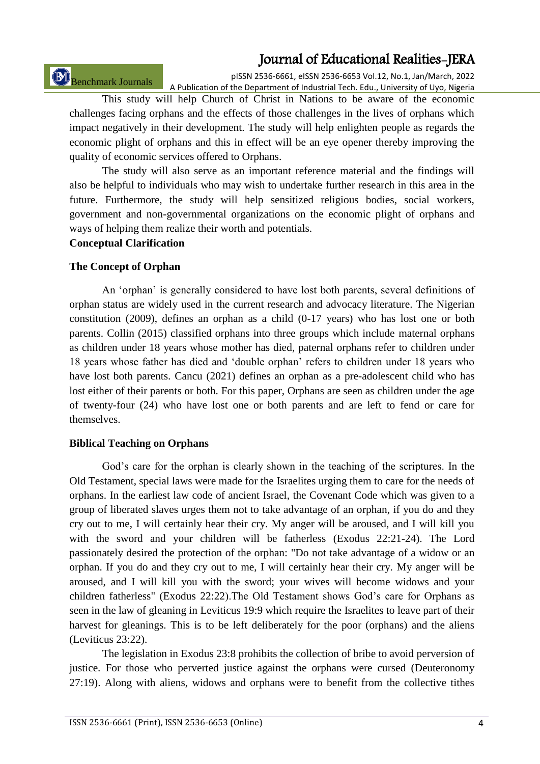This study will help Church of Christ in Nations to be aware of the economic challenges facing orphans and the effects of those challenges in the lives of orphans which impact negatively in their development. The study will help enlighten people as regards the economic plight of orphans and this in effect will be an eye opener thereby improving the quality of economic services offered to Orphans.

The study will also serve as an important reference material and the findings will also be helpful to individuals who may wish to undertake further research in this area in the future. Furthermore, the study will help sensitized religious bodies, social workers, government and non-governmental organizations on the economic plight of orphans and ways of helping them realize their worth and potentials.

## Conceptual Clarification

### The Concept of Orphan

An 'orphan' is generally considered to have lost both parents, several definitions of orphan status are widely used in the current research and advocacy literature. The Nigerian constitution (2009), defines an orphan as a child (0-17 years) who has lost one or both parents. Collin (2015) classified orphans into three groups which include maternal orphans as children under 18 years whose mother has died, paternal orphans refer to children under 18 years whose father has died and 'double orphan' refers to children under 18 years who have lost both parents. Cancu (2021) defines an orphan as a pre-adolescent child who has lost either of their parents or both. For this paper, Orphans are seen as children under the age of twenty-four (24) who have lost one or both parents and are left to fend or care for themselves.

### Biblical Teaching on Orphans

God's care for the orphan is clearly shown in the teaching of the scriptures. In the Old Testament, special laws were made for the Israelites urging them to care for the needs of orphans. In the earliest law code of ancient Israel, the Covenant Code which was given to a group of liberated slaves urges them not to take advantage of an orphan, if you do and they cry out to me, I will certainly hear their cry. My anger will be aroused, and I will kill you with the sword and your children will be fatherless (Exodus 22:21-24). The Lord passionately desired the protection of the orphan: "Do not take advantage of a widow or an orphan. If you do and they cry out to me, I will certainly hear their cry. My anger will be aroused, and I will kill you with the sword; your wives will become widows and your children fatherless" (Exodus 22:22).The Old Testament shows God's care for Orphans as seen in the law of gleaning in Leviticus 19:9 which require the Israelites to leave part of their harvest for gleanings. This is to be left deliberately for the poor (orphans) and the aliens (Leviticus 23:22).

The legislation in Exodus 23:8 prohibits the collection of bribe to avoid perversion of justice. For those who perverted justice against the orphans were cursed (Deuteronomy 27:19). Along with aliens, widows and orphans were to benefit from the collective tithes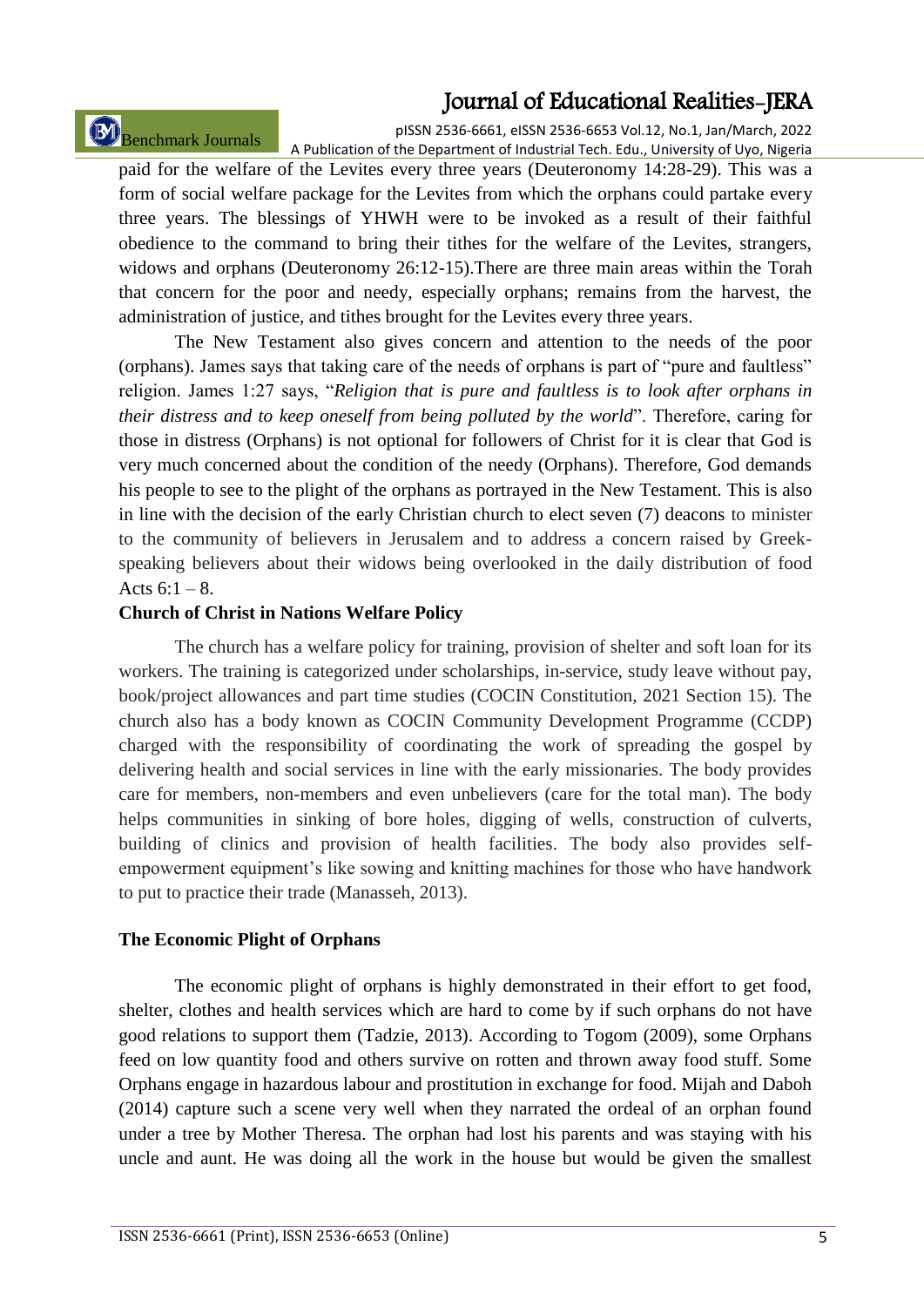paid for the welfare of the Levites every three years (Deuteronomy 14:28-29). This was a form of social welfare package for the Levites from which the orphans could partake every three years. The blessings of YHWH were to be invoked as a result of their faithful obedience to the command to bring their tithes for the welfare of the Levites, strangers, widows and orphans (Deuteronomy 26:12-15).There are three main areas within the Torah that concern for the poor and needy, especially orphans; remains from the harvest, the administration of justice, and tithes brought for the Levites every three years.

The New Testament also gives concern and attention to the needs of the poor (orphans). James says that taking care of the needs of orphans is part of "pure and faultless" religion. James 1:27 says, "*Religion that is pure and faultless is to look after orphans in their distress and to keep oneself from being polluted by the world*". Therefore, caring for those in distress (Orphans) is not optional for followers of Christ for it is clear that God is very much concerned about the condition of the needy (Orphans). Therefore, God demands his people to see to the plight of the orphans as portrayed in the New Testament. This is also in line with the decision of the early Christian church to elect seven (7) deacons to minister to the community of believers in Jerusalem and to address a concern raised by Greek-speaking believers about their widows being overlooked in the daily distribution of food Acts 6:1 – 8.

**Church of Christ in Nations Welfare Policy**

The church has a welfare policy for training, provision of shelter and soft loan for its workers. The training is categorized under scholarships, in-service, study leave without pay, book/project allowances and part time studies (COCIN Constitution, 2021 Section 15). The church also has a body known as COCIN Community Development Programme (CCDP) charged with the responsibility of coordinating the work of spreading the gospel by delivering health and social services in line with the early missionaries. The body provides care for members, non-members and even unbelievers (care for the total man). The body helps communities in sinking of bore holes, digging of wells, construction of culverts, building of clinics and provision of health facilities. The body also provides self-empowerment equipment's like sowing and knitting machines for those who have handwork to put to practice their trade (Manasseh, 2013).

**The Economic Plight of Orphans**

The economic plight of orphans is highly demonstrated in their effort to get food, shelter, clothes and health services which are hard to come by if such orphans do not have good relations to support them (Tadzie, 2013). According to Togom (2009), some Orphans feed on low quantity food and others survive on rotten and thrown away food stuff. Some Orphans engage in hazardous labour and prostitution in exchange for food. Mijah and Daboh (2014) capture such a scene very well when they narrated the ordeal of an orphan found under a tree by Mother Theresa. The orphan had lost his parents and was staying with his uncle and aunt. He was doing all the work in the house but would be given the smallest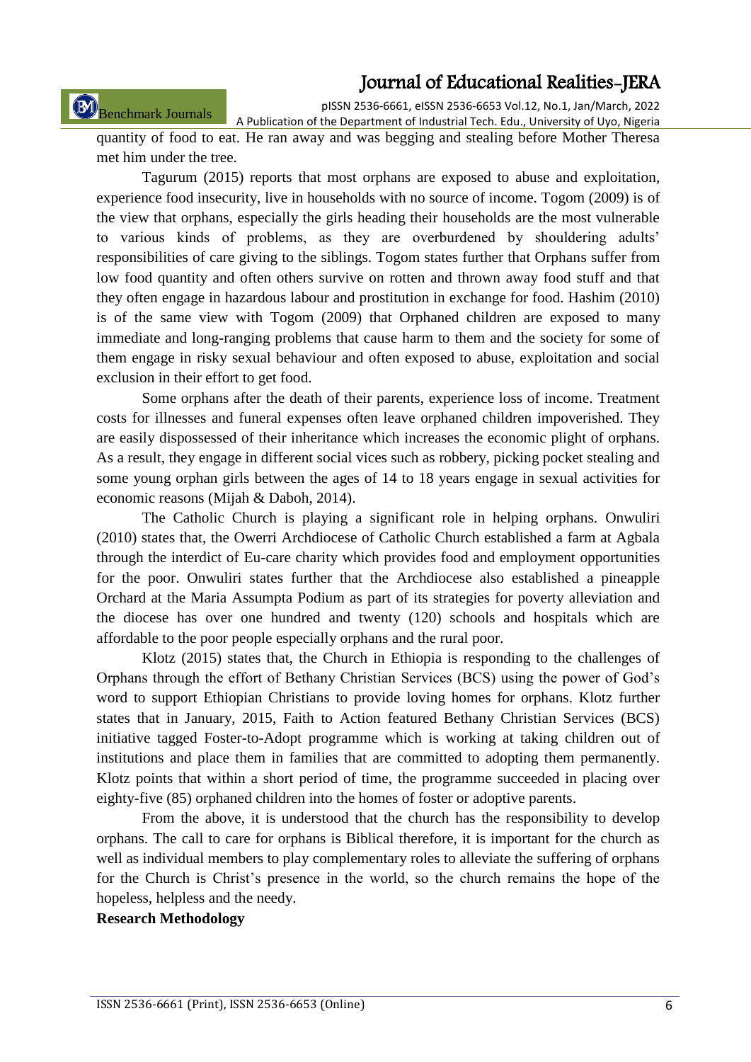quantity of food to eat. He ran away and was begging and stealing before Mother Theresa met him under the tree.

Tagurum (2015) reports that most orphans are exposed to abuse and exploitation, experience food insecurity, live in households with no source of income. Togom (2009) is of the view that orphans, especially the girls heading their households are the most vulnerable to various kinds of problems, as they are overburdened by shouldering adults' responsibilities of care giving to the siblings. Togom states further that Orphans suffer from low food quantity and often others survive on rotten and thrown away food stuff and that they often engage in hazardous labour and prostitution in exchange for food. Hashim (2010) is of the same view with Togom (2009) that Orphaned children are exposed to many immediate and long-ranging problems that cause harm to them and the society for some of them engage in risky sexual behaviour and often exposed to abuse, exploitation and social exclusion in their effort to get food.

Some orphans after the death of their parents, experience loss of income. Treatment costs for illnesses and funeral expenses often leave orphaned children impoverished. They are easily dispossessed of their inheritance which increases the economic plight of orphans. As a result, they engage in different social vices such as robbery, picking pocket stealing and some young orphan girls between the ages of 14 to 18 years engage in sexual activities for economic reasons (Mijah & Daboh, 2014).

The Catholic Church is playing a significant role in helping orphans. Onwuliri (2010) states that, the Owerri Archdiocese of Catholic Church established a farm at Agbala through the interdict of Eu-care charity which provides food and employment opportunities for the poor. Onwuliri states further that the Archdiocese also established a pineapple Orchard at the Maria Assumpta Podium as part of its strategies for poverty alleviation and the diocese has over one hundred and twenty (120) schools and hospitals which are affordable to the poor people especially orphans and the rural poor.

Klotz (2015) states that, the Church in Ethiopia is responding to the challenges of Orphans through the effort of Bethany Christian Services (BCS) using the power of God's word to support Ethiopian Christians to provide loving homes for orphans. Klotz further states that in January, 2015, Faith to Action featured Bethany Christian Services (BCS) initiative tagged Foster-to-Adopt programme which is working at taking children out of institutions and place them in families that are committed to adopting them permanently. Klotz points that within a short period of time, the programme succeeded in placing over eighty-five (85) orphaned children into the homes of foster or adoptive parents.

From the above, it is understood that the church has the responsibility to develop orphans. The call to care for orphans is Biblical therefore, it is important for the church as well as individual members to play complementary roles to alleviate the suffering of orphans for the Church is Christ's presence in the world, so the church remains the hope of the hopeless, helpless and the needy.

**Research Methodology**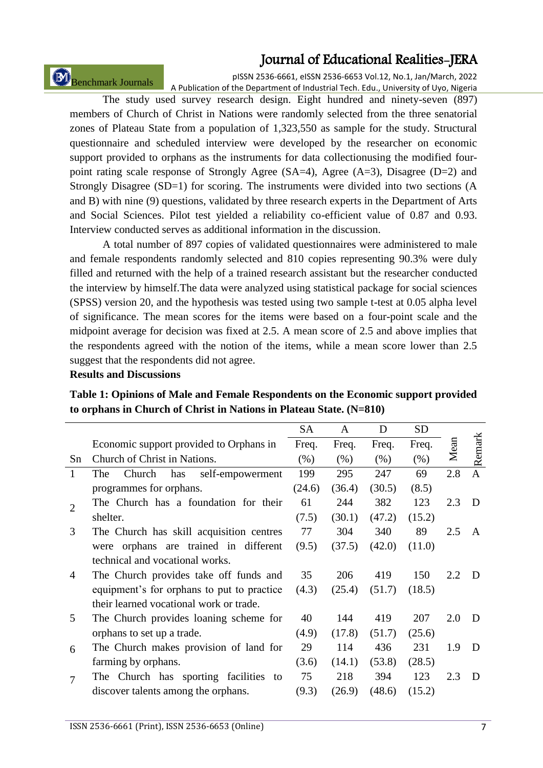The study used survey research design. Eight hundred and ninety-seven (897) members of Church of Christ in Nations were randomly selected from the three senatorial zones of Plateau State from a population of 1,323,550 as sample for the study. Structural questionnaire and scheduled interview were developed by the researcher on economic support provided to orphans as the instruments for data collectionusing the modified four-point rating scale response of Strongly Agree (SA=4), Agree (A=3), Disagree (D=2) and Strongly Disagree (SD=1) for scoring. The instruments were divided into two sections (A and B) with nine (9) questions, validated by three research experts in the Department of Arts and Social Sciences. Pilot test yielded a reliability co-efficient value of 0.87 and 0.93. Interview conducted serves as additional information in the discussion.

A total number of 897 copies of validated questionnaires were administered to male and female respondents randomly selected and 810 copies representing 90.3% were duly filled and returned with the help of a trained research assistant but the researcher conducted the interview by himself.The data were analyzed using statistical package for social sciences (SPSS) version 20, and the hypothesis was tested using two sample t-test at 0.05 alpha level of significance. The mean scores for the items were based on a four-point scale and the midpoint average for decision was fixed at 2.5. A mean score of 2.5 and above implies that the respondents agreed with the notion of the items, while a mean score lower than 2.5 suggest that the respondents did not agree.

**Results and Discussions**

**Table 1: Opinions of Male and Female Respondents on the Economic support provided to orphans in Church of Christ in Nations in Plateau State. (N=810)**

| Sn | Economic support provided to Orphans in Church of Christ in Nations. | SA Freq. (%) | A Freq. (%) | D Freq. (%) | SD Freq. (%) | Mean | Remark |
|---|---|---|---|---|---|---|---|
| 1 | The Church has self-empowerment programmes for orphans. | 199 (24.6) | 295 (36.4) | 247 (30.5) | 69 (8.5) | 2.8 | A |
| 2 | The Church has a foundation for their shelter. | 61 (7.5) | 244 (30.1) | 382 (47.2) | 123 (15.2) | 2.3 | D |
| 3 | The Church has skill acquisition centres were orphans are trained in different technical and vocational works. | 77 (9.5) | 304 (37.5) | 340 (42.0) | 89 (11.0) | 2.5 | A |
| 4 | The Church provides take off funds and equipment's for orphans to put to practice their learned vocational work or trade. | 35 (4.3) | 206 (25.4) | 419 (51.7) | 150 (18.5) | 2.2 | D |
| 5 | The Church provides loaning scheme for orphans to set up a trade. | 40 (4.9) | 144 (17.8) | 419 (51.7) | 207 (25.6) | 2.0 | D |
| 6 | The Church makes provision of land for farming by orphans. | 29 (3.6) | 114 (14.1) | 436 (53.8) | 231 (28.5) | 1.9 | D |
| 7 | The Church has sporting facilities to discover talents among the orphans. | 75 (9.3) | 218 (26.9) | 394 (48.6) | 123 (15.2) | 2.3 | D |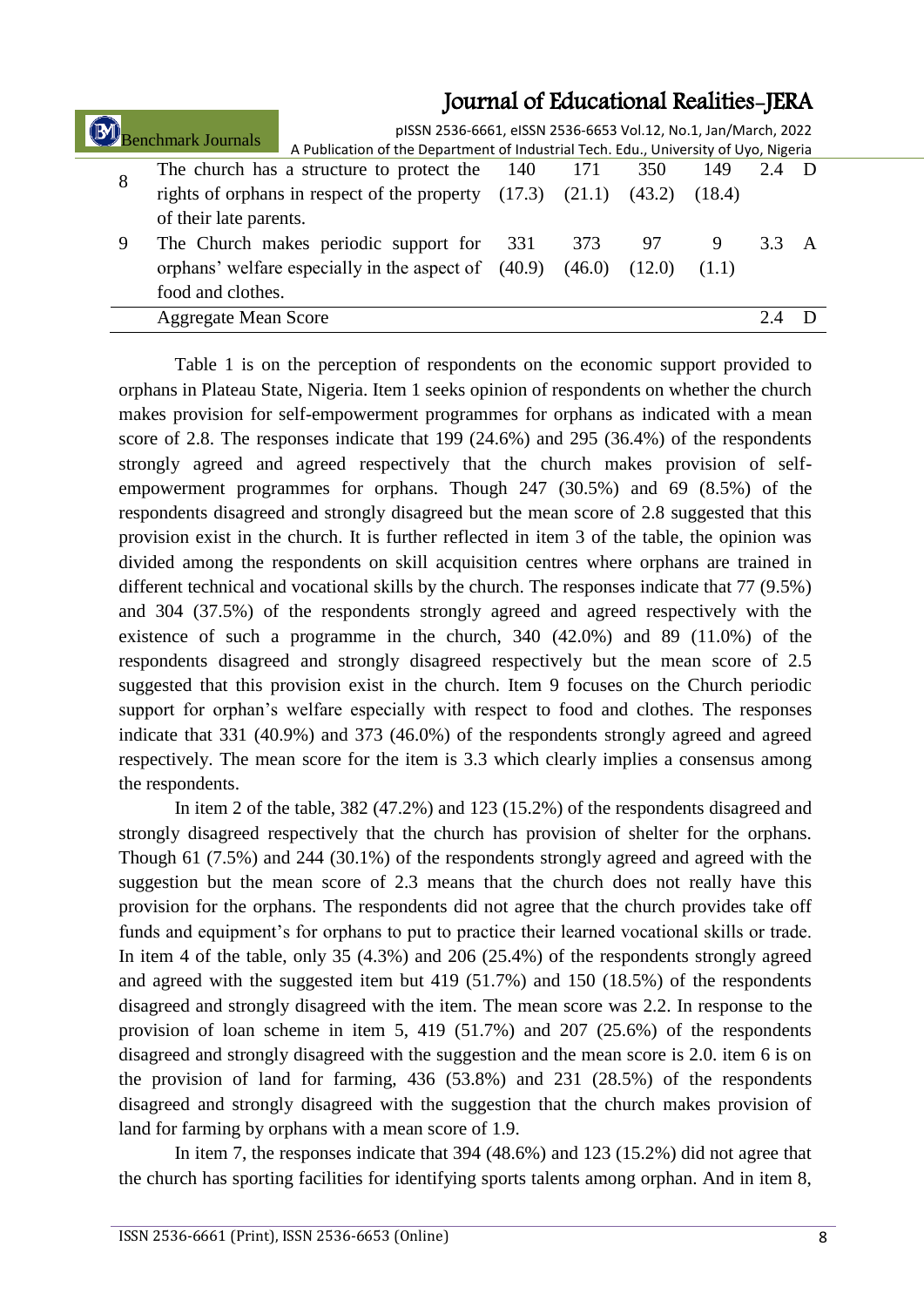| | | | | | | | |
|---|---|---|---|---|---|---|---|
| 8 | The church has a structure to protect the rights of orphans in respect of the property of their late parents. | 140 (17.3) | 171 (21.1) | 350 (43.2) | 149 (18.4) | 2.4 | D |
| 9 | The Church makes periodic support for orphans' welfare especially in the aspect of food and clothes. | 331 (40.9) | 373 (46.0) | 97 (12.0) | 9 (1.1) | 3.3 | A |
| | Aggregate Mean Score | | | | | 2.4 | D |

Table 1 is on the perception of respondents on the economic support provided to orphans in Plateau State, Nigeria. Item 1 seeks opinion of respondents on whether the church makes provision for self-empowerment programmes for orphans as indicated with a mean score of 2.8. The responses indicate that 199 (24.6%) and 295 (36.4%) of the respondents strongly agreed and agreed respectively that the church makes provision of self-empowerment programmes for orphans. Though 247 (30.5%) and 69 (8.5%) of the respondents disagreed and strongly disagreed but the mean score of 2.8 suggested that this provision exist in the church. It is further reflected in item 3 of the table, the opinion was divided among the respondents on skill acquisition centres where orphans are trained in different technical and vocational skills by the church. The responses indicate that 77 (9.5%) and 304 (37.5%) of the respondents strongly agreed and agreed respectively with the existence of such a programme in the church, 340 (42.0%) and 89 (11.0%) of the respondents disagreed and strongly disagreed respectively but the mean score of 2.5 suggested that this provision exist in the church. Item 9 focuses on the Church periodic support for orphan's welfare especially with respect to food and clothes. The responses indicate that 331 (40.9%) and 373 (46.0%) of the respondents strongly agreed and agreed respectively. The mean score for the item is 3.3 which clearly implies a consensus among the respondents.

In item 2 of the table, 382 (47.2%) and 123 (15.2%) of the respondents disagreed and strongly disagreed respectively that the church has provision of shelter for the orphans. Though 61 (7.5%) and 244 (30.1%) of the respondents strongly agreed and agreed with the suggestion but the mean score of 2.3 means that the church does not really have this provision for the orphans. The respondents did not agree that the church provides take off funds and equipment's for orphans to put to practice their learned vocational skills or trade. In item 4 of the table, only 35 (4.3%) and 206 (25.4%) of the respondents strongly agreed and agreed with the suggested item but 419 (51.7%) and 150 (18.5%) of the respondents disagreed and strongly disagreed with the item. The mean score was 2.2. In response to the provision of loan scheme in item 5, 419 (51.7%) and 207 (25.6%) of the respondents disagreed and strongly disagreed with the suggestion and the mean score is 2.0. item 6 is on the provision of land for farming, 436 (53.8%) and 231 (28.5%) of the respondents disagreed and strongly disagreed with the suggestion that the church makes provision of land for farming by orphans with a mean score of 1.9.

In item 7, the responses indicate that 394 (48.6%) and 123 (15.2%) did not agree that the church has sporting facilities for identifying sports talents among orphan. And in item 8,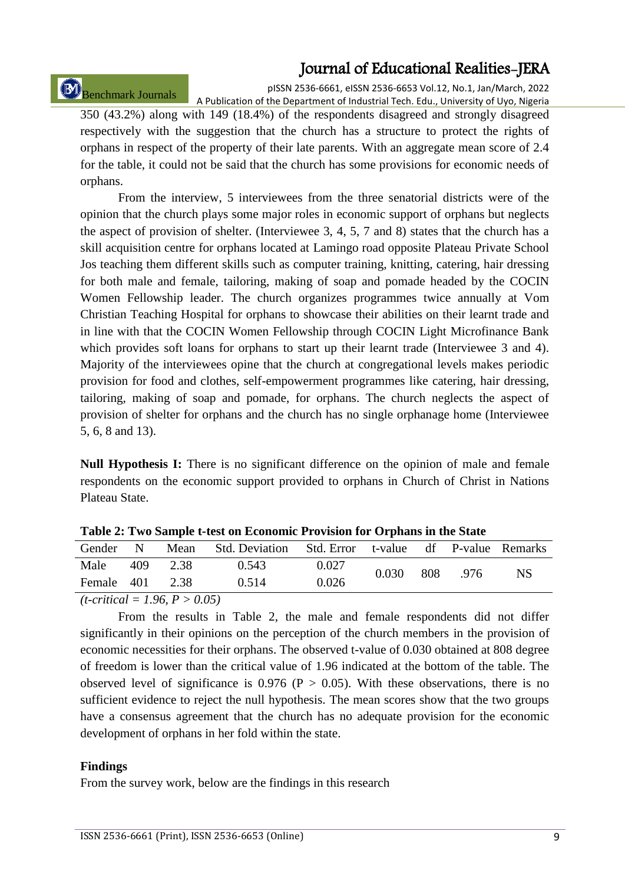350 (43.2%) along with 149 (18.4%) of the respondents disagreed and strongly disagreed respectively with the suggestion that the church has a structure to protect the rights of orphans in respect of the property of their late parents. With an aggregate mean score of 2.4 for the table, it could not be said that the church has some provisions for economic needs of orphans.

From the interview, 5 interviewees from the three senatorial districts were of the opinion that the church plays some major roles in economic support of orphans but neglects the aspect of provision of shelter. (Interviewee 3, 4, 5, 7 and 8) states that the church has a skill acquisition centre for orphans located at Lamingo road opposite Plateau Private School Jos teaching them different skills such as computer training, knitting, catering, hair dressing for both male and female, tailoring, making of soap and pomade headed by the COCIN Women Fellowship leader. The church organizes programmes twice annually at Vom Christian Teaching Hospital for orphans to showcase their abilities on their learnt trade and in line with that the COCIN Women Fellowship through COCIN Light Microfinance Bank which provides soft loans for orphans to start up their learnt trade (Interviewee 3 and 4). Majority of the interviewees opine that the church at congregational levels makes periodic provision for food and clothes, self-empowerment programmes like catering, hair dressing, tailoring, making of soap and pomade, for orphans. The church neglects the aspect of provision of shelter for orphans and the church has no single orphanage home (Interviewee 5, 6, 8 and 13).

**Null Hypothesis I:** There is no significant difference on the opinion of male and female respondents on the economic support provided to orphans in Church of Christ in Nations Plateau State.

**Table 2: Two Sample t-test on Economic Provision for Orphans in the State**

| Gender | N | Mean | Std. Deviation | Std. Error | t-value | df | P-value | Remarks |
|---|---|---|---|---|---|---|---|---|
| Male | 409 | 2.38 | 0.543 | 0.027 | 0.030 | 808 | .976 | NS |
| Female | 401 | 2.38 | 0.514 | 0.026 | | | | |

*(t-critical = 1.96, P > 0.05)*

From the results in Table 2, the male and female respondents did not differ significantly in their opinions on the perception of the church members in the provision of economic necessities for their orphans. The observed t-value of 0.030 obtained at 808 degree of freedom is lower than the critical value of 1.96 indicated at the bottom of the table. The observed level of significance is 0.976 ($P > 0.05$). With these observations, there is no sufficient evidence to reject the null hypothesis. The mean scores show that the two groups have a consensus agreement that the church has no adequate provision for the economic development of orphans in her fold within the state.

## Findings

From the survey work, below are the findings in this research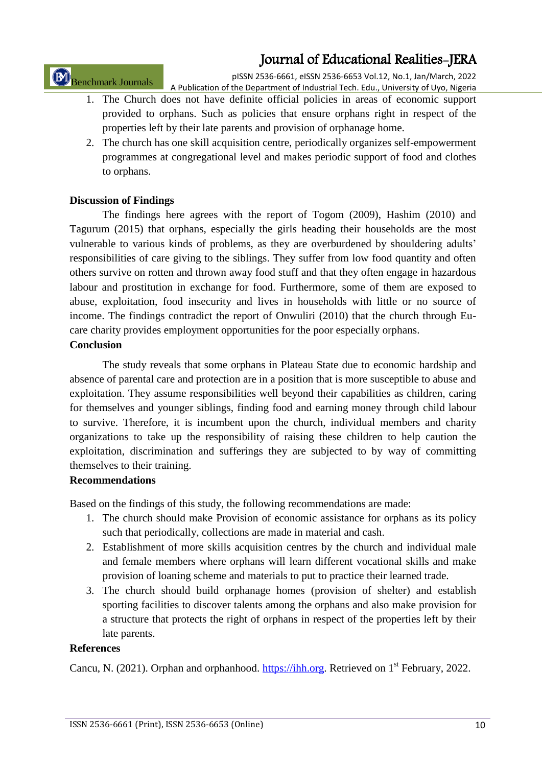1. The Church does not have definite official policies in areas of economic support provided to orphans. Such as policies that ensure orphans right in respect of the properties left by their late parents and provision of orphanage home.
2. The church has one skill acquisition centre, periodically organizes self-empowerment programmes at congregational level and makes periodic support of food and clothes to orphans.

**Discussion of Findings**

The findings here agrees with the report of Togom (2009), Hashim (2010) and Tagurum (2015) that orphans, especially the girls heading their households are the most vulnerable to various kinds of problems, as they are overburdened by shouldering adults' responsibilities of care giving to the siblings. They suffer from low food quantity and often others survive on rotten and thrown away food stuff and that they often engage in hazardous labour and prostitution in exchange for food. Furthermore, some of them are exposed to abuse, exploitation, food insecurity and lives in households with little or no source of income. The findings contradict the report of Onwuliri (2010) that the church through Eu-care charity provides employment opportunities for the poor especially orphans.

**Conclusion**

The study reveals that some orphans in Plateau State due to economic hardship and absence of parental care and protection are in a position that is more susceptible to abuse and exploitation. They assume responsibilities well beyond their capabilities as children, caring for themselves and younger siblings, finding food and earning money through child labour to survive. Therefore, it is incumbent upon the church, individual members and charity organizations to take up the responsibility of raising these children to help caution the exploitation, discrimination and sufferings they are subjected to by way of committing themselves to their training.

**Recommendations**

Based on the findings of this study, the following recommendations are made:

1. The church should make Provision of economic assistance for orphans as its policy such that periodically, collections are made in material and cash.
2. Establishment of more skills acquisition centres by the church and individual male and female members where orphans will learn different vocational skills and make provision of loaning scheme and materials to put to practice their learned trade.
3. The church should build orphanage homes (provision of shelter) and establish sporting facilities to discover talents among the orphans and also make provision for a structure that protects the right of orphans in respect of the properties left by their late parents.

**References**

Cancu, N. (2021). Orphan and orphanhood. https://ihh.org. Retrieved on 1st February, 2022.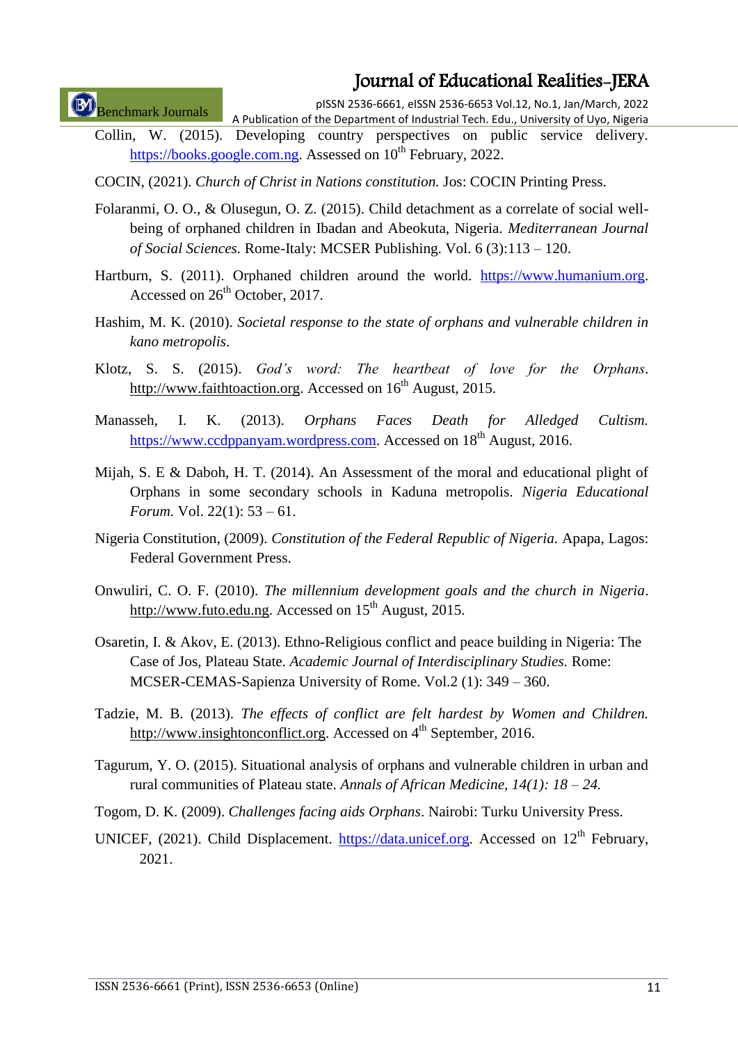Collin, W. (2015). Developing country perspectives on public service delivery. https://books.google.com.ng. Assessed on 10th February, 2022.

COCIN, (2021). *Church of Christ in Nations constitution.* Jos: COCIN Printing Press.

Folaranmi, O. O., & Olusegun, O. Z. (2015). Child detachment as a correlate of social well-being of orphaned children in Ibadan and Abeokuta, Nigeria. *Mediterranean Journal of Social Sciences.* Rome-Italy: MCSER Publishing. Vol. 6 (3):113 – 120.

Hartburn, S. (2011). Orphaned children around the world. https://www.humanium.org. Accessed on 26th October, 2017.

Hashim, M. K. (2010). *Societal response to the state of orphans and vulnerable children in kano metropolis.*

Klotz, S. S. (2015). *God's word: The heartbeat of love for the Orphans*. http://www.faithtoaction.org. Accessed on 16th August, 2015.

Manasseh, I. K. (2013). *Orphans Faces Death for Alledged Cultism.* https://www.ccdppanyam.wordpress.com. Accessed on 18th August, 2016.

Mijah, S. E & Daboh, H. T. (2014). An Assessment of the moral and educational plight of Orphans in some secondary schools in Kaduna metropolis. *Nigeria Educational Forum.* Vol. 22(1): 53 – 61.

Nigeria Constitution, (2009). *Constitution of the Federal Republic of Nigeria.* Apapa, Lagos: Federal Government Press.

Onwuliri, C. O. F. (2010). *The millennium development goals and the church in Nigeria*. http://www.futo.edu.ng. Accessed on 15th August, 2015.

Osaretin, I. & Akov, E. (2013). Ethno-Religious conflict and peace building in Nigeria: The Case of Jos, Plateau State. *Academic Journal of Interdisciplinary Studies.* Rome: MCSER-CEMAS-Sapienza University of Rome. Vol.2 (1): 349 – 360.

Tadzie, M. B. (2013). *The effects of conflict are felt hardest by Women and Children.* http://www.insightonconflict.org. Accessed on 4th September, 2016.

Tagurum, Y. O. (2015). Situational analysis of orphans and vulnerable children in urban and rural communities of Plateau state. *Annals of African Medicine, 14(1): 18 – 24.*

Togom, D. K. (2009). *Challenges facing aids Orphans*. Nairobi: Turku University Press.

UNICEF, (2021). Child Displacement. https://data.unicef.org. Accessed on 12th February, 2021.